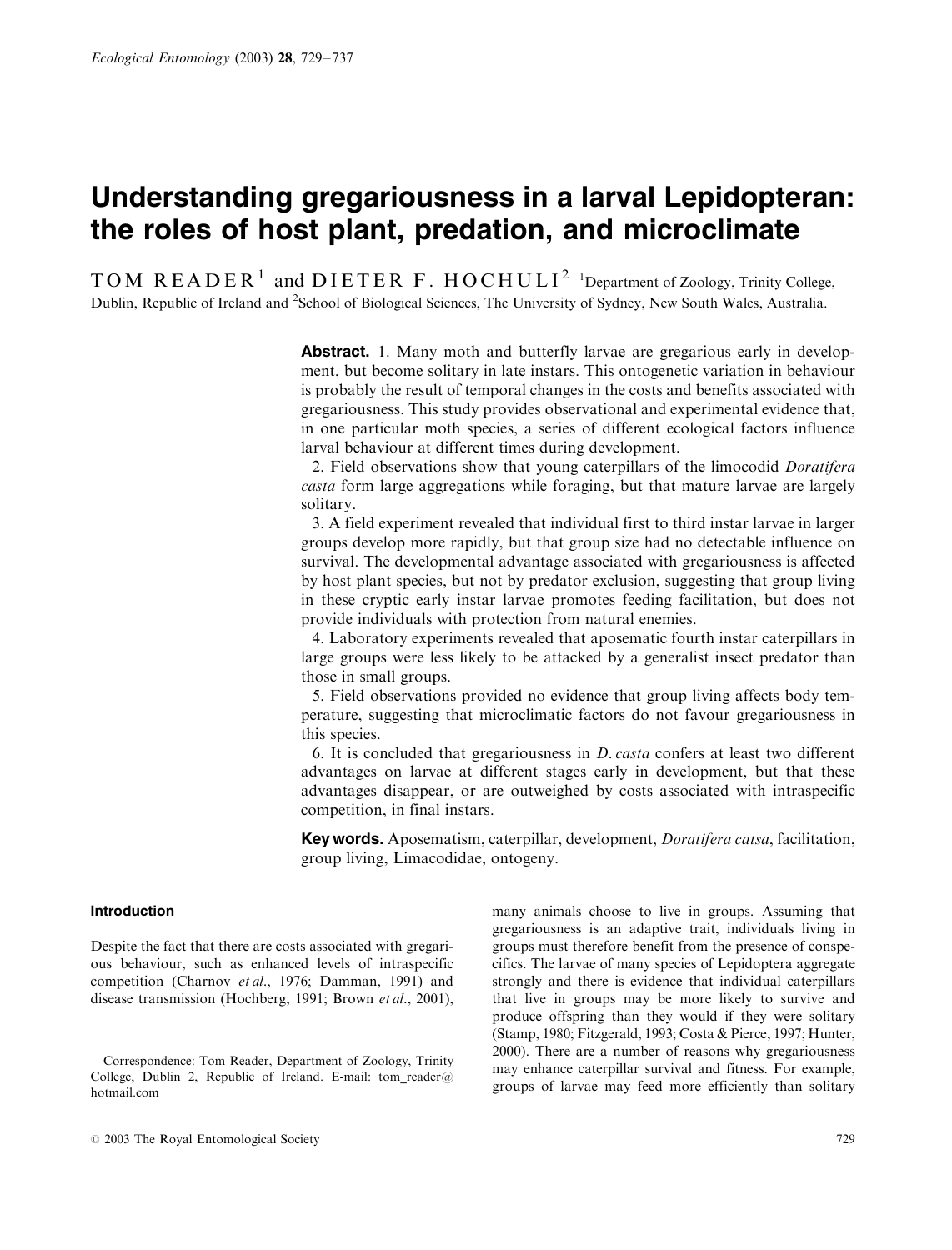# Understanding gregariousness in a larval Lepidopteran: the roles of host plant, predation, and microclimate

TOM READER[1] and DIETER F. HOCHULI[2] [1]Department of Zoology, Trinity College, Dublin, Republic of Ireland and [2]School of Biological Sciences, The University of Sydney, New South Wales, Australia.

**Abstract.** 1. Many moth and butterfly larvae are gregarious early in development, but become solitary in late instars. This ontogenetic variation in behaviour is probably the result of temporal changes in the costs and benefits associated with gregariousness. This study provides observational and experimental evidence that, in one particular moth species, a series of different ecological factors influence larval behaviour at different times during development.

2. Field observations show that young caterpillars of the limocodid *Doratifera casta* form large aggregations while foraging, but that mature larvae are largely solitary.

3. A field experiment revealed that individual first to third instar larvae in larger groups develop more rapidly, but that group size had no detectable influence on survival. The developmental advantage associated with gregariousness is affected by host plant species, but not by predator exclusion, suggesting that group living in these cryptic early instar larvae promotes feeding facilitation, but does not provide individuals with protection from natural enemies.

4. Laboratory experiments revealed that aposematic fourth instar caterpillars in large groups were less likely to be attacked by a generalist insect predator than those in small groups.

5. Field observations provided no evidence that group living affects body temperature, suggesting that microclimatic factors do not favour gregariousness in this species.

6. It is concluded that gregariousness in *D. casta* confers at least two different advantages on larvae at different stages early in development, but that these advantages disappear, or are outweighed by costs associated with intraspecific competition, in final instars.

**Key words.** Aposematism, caterpillar, development, *Doratifera catsa*, facilitation, group living, Limacodidae, ontogeny.

## Introduction

Despite the fact that there are costs associated with gregarious behaviour, such as enhanced levels of intraspecific competition (Charnov *et al.*, 1976; Damman, 1991) and disease transmission (Hochberg, 1991; Brown *et al.*, 2001), many animals choose to live in groups. Assuming that gregariousness is an adaptive trait, individuals living in groups must therefore benefit from the presence of conspecifics. The larvae of many species of Lepidoptera aggregate strongly and there is evidence that individual caterpillars that live in groups may be more likely to survive and produce offspring than they would if they were solitary (Stamp, 1980; Fitzgerald, 1993; Costa & Pierce, 1997; Hunter, 2000). There are a number of reasons why gregariousness may enhance caterpillar survival and fitness. For example, groups of larvae may feed more efficiently than solitary

Correspondence: Tom Reader, Department of Zoology, Trinity College, Dublin 2, Republic of Ireland. E-mail: tom_reader@hotmail.com

© 2003 The Royal Entomological Society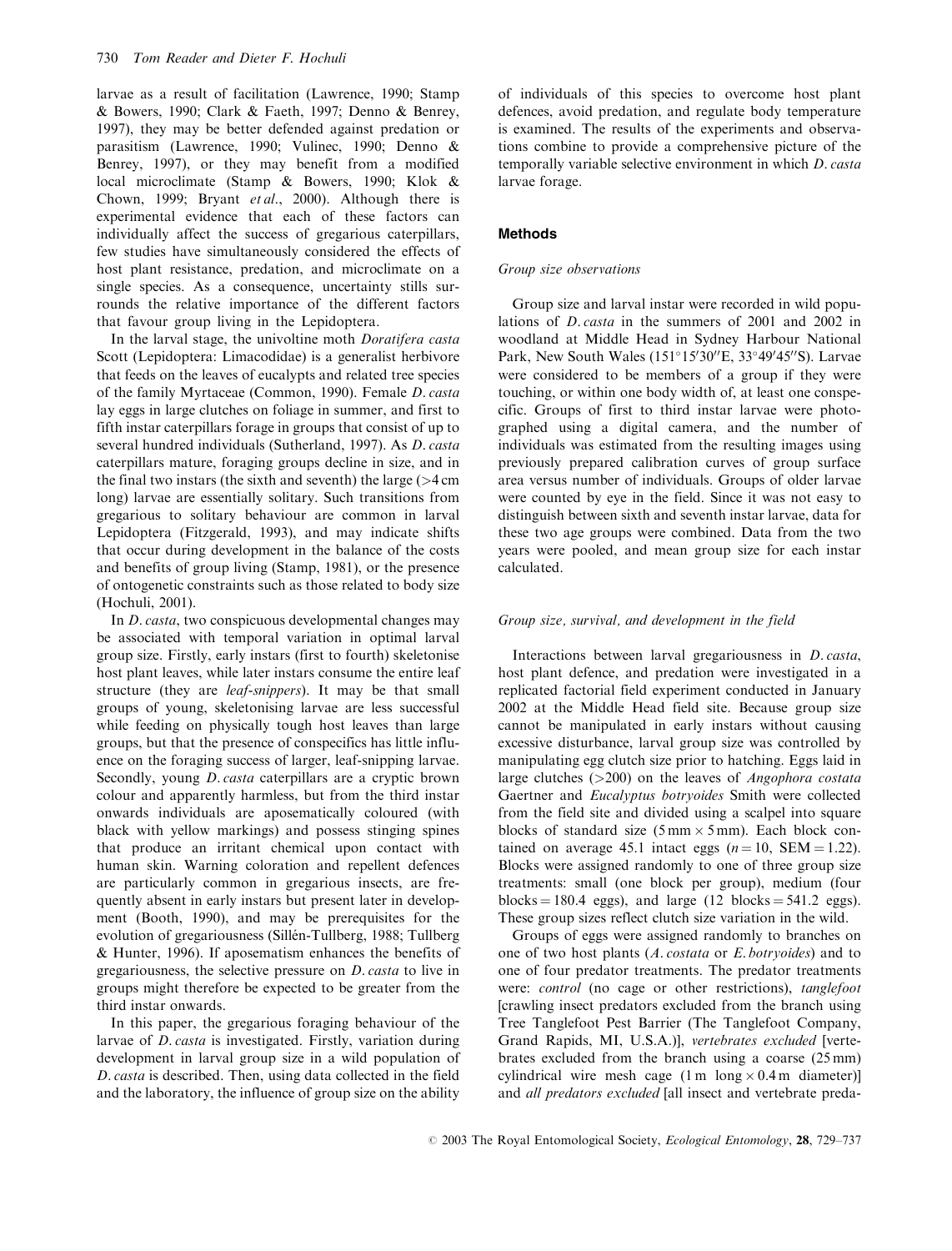larvae as a result of facilitation (Lawrence, 1990; Stamp & Bowers, 1990; Clark & Faeth, 1997; Denno & Benrey, 1997), they may be better defended against predation or parasitism (Lawrence, 1990; Vulinec, 1990; Denno & Benrey, 1997), or they may benefit from a modified local microclimate (Stamp & Bowers, 1990; Klok & Chown, 1999; Bryant *et al.*, 2000). Although there is experimental evidence that each of these factors can individually affect the success of gregarious caterpillars, few studies have simultaneously considered the effects of host plant resistance, predation, and microclimate on a single species. As a consequence, uncertainty stills surrounds the relative importance of the different factors that favour group living in the Lepidoptera.

In the larval stage, the univoltine moth *Doratifera casta* Scott (Lepidoptera: Limacodidae) is a generalist herbivore that feeds on the leaves of eucalypts and related tree species of the family Myrtaceae (Common, 1990). Female *D. casta* lay eggs in large clutches on foliage in summer, and first to fifth instar caterpillars forage in groups that consist of up to several hundred individuals (Sutherland, 1997). As *D. casta* caterpillars mature, foraging groups decline in size, and in the final two instars (the sixth and seventh) the large (>4 cm long) larvae are essentially solitary. Such transitions from gregarious to solitary behaviour are common in larval Lepidoptera (Fitzgerald, 1993), and may indicate shifts that occur during development in the balance of the costs and benefits of group living (Stamp, 1981), or the presence of ontogenetic constraints such as those related to body size (Hochuli, 2001).

In *D. casta*, two conspicuous developmental changes may be associated with temporal variation in optimal larval group size. Firstly, early instars (first to fourth) skeletonise host plant leaves, while later instars consume the entire leaf structure (they are *leaf-snippers*). It may be that small groups of young, skeletonising larvae are less successful while feeding on physically tough host leaves than large groups, but that the presence of conspecifics has little influence on the foraging success of larger, leaf-snipping larvae. Secondly, young *D. casta* caterpillars are a cryptic brown colour and apparently harmless, but from the third instar onwards individuals are aposematically coloured (with black with yellow markings) and possess stinging spines that produce an irritant chemical upon contact with human skin. Warning coloration and repellent defences are particularly common in gregarious insects, are frequently absent in early instars but present later in development (Booth, 1990), and may be prerequisites for the evolution of gregariousness (Sillén-Tullberg, 1988; Tullberg & Hunter, 1996). If aposematism enhances the benefits of gregariousness, the selective pressure on *D. casta* to live in groups might therefore be expected to be greater from the third instar onwards.

In this paper, the gregarious foraging behaviour of the larvae of *D. casta* is investigated. Firstly, variation during development in larval group size in a wild population of *D. casta* is described. Then, using data collected in the field and the laboratory, the influence of group size on the ability of individuals of this species to overcome host plant defences, avoid predation, and regulate body temperature is examined. The results of the experiments and observations combine to provide a comprehensive picture of the temporally variable selective environment in which *D. casta* larvae forage.

## Methods

### *Group size observations*

Group size and larval instar were recorded in wild populations of *D. casta* in the summers of 2001 and 2002 in woodland at Middle Head in Sydney Harbour National Park, New South Wales (151°15′30″E, 33°49′45″S). Larvae were considered to be members of a group if they were touching, or within one body width of, at least one conspecific. Groups of first to third instar larvae were photographed using a digital camera, and the number of individuals was estimated from the resulting images using previously prepared calibration curves of group surface area versus number of individuals. Groups of older larvae were counted by eye in the field. Since it was not easy to distinguish between sixth and seventh instar larvae, data for these two age groups were combined. Data from the two years were pooled, and mean group size for each instar calculated.

### *Group size, survival, and development in the field*

Interactions between larval gregariousness in *D. casta*, host plant defence, and predation were investigated in a replicated factorial field experiment conducted in January 2002 at the Middle Head field site. Because group size cannot be manipulated in early instars without causing excessive disturbance, larval group size was controlled by manipulating egg clutch size prior to hatching. Eggs laid in large clutches (>200) on the leaves of *Angophora costata* Gaertner and *Eucalyptus botryoides* Smith were collected from the field site and divided using a scalpel into square blocks of standard size (5 mm × 5 mm). Each block contained on average 45.1 intact eggs ($n = 10$, SEM = 1.22). Blocks were assigned randomly to one of three group size treatments: small (one block per group), medium (four blocks = 180.4 eggs), and large (12 blocks = 541.2 eggs). These group sizes reflect clutch size variation in the wild.

Groups of eggs were assigned randomly to branches on one of two host plants (*A. costata* or *E. botryoides*) and to one of four predator treatments. The predator treatments were: *control* (no cage or other restrictions), *tanglefoot* [crawling insect predators excluded from the branch using Tree Tanglefoot Pest Barrier (The Tanglefoot Company, Grand Rapids, MI, U.S.A.)], *vertebrates excluded* [vertebrates excluded from the branch using a coarse (25 mm) cylindrical wire mesh cage (1 m long × 0.4 m diameter)] and *all predators excluded* [all insect and vertebrate preda-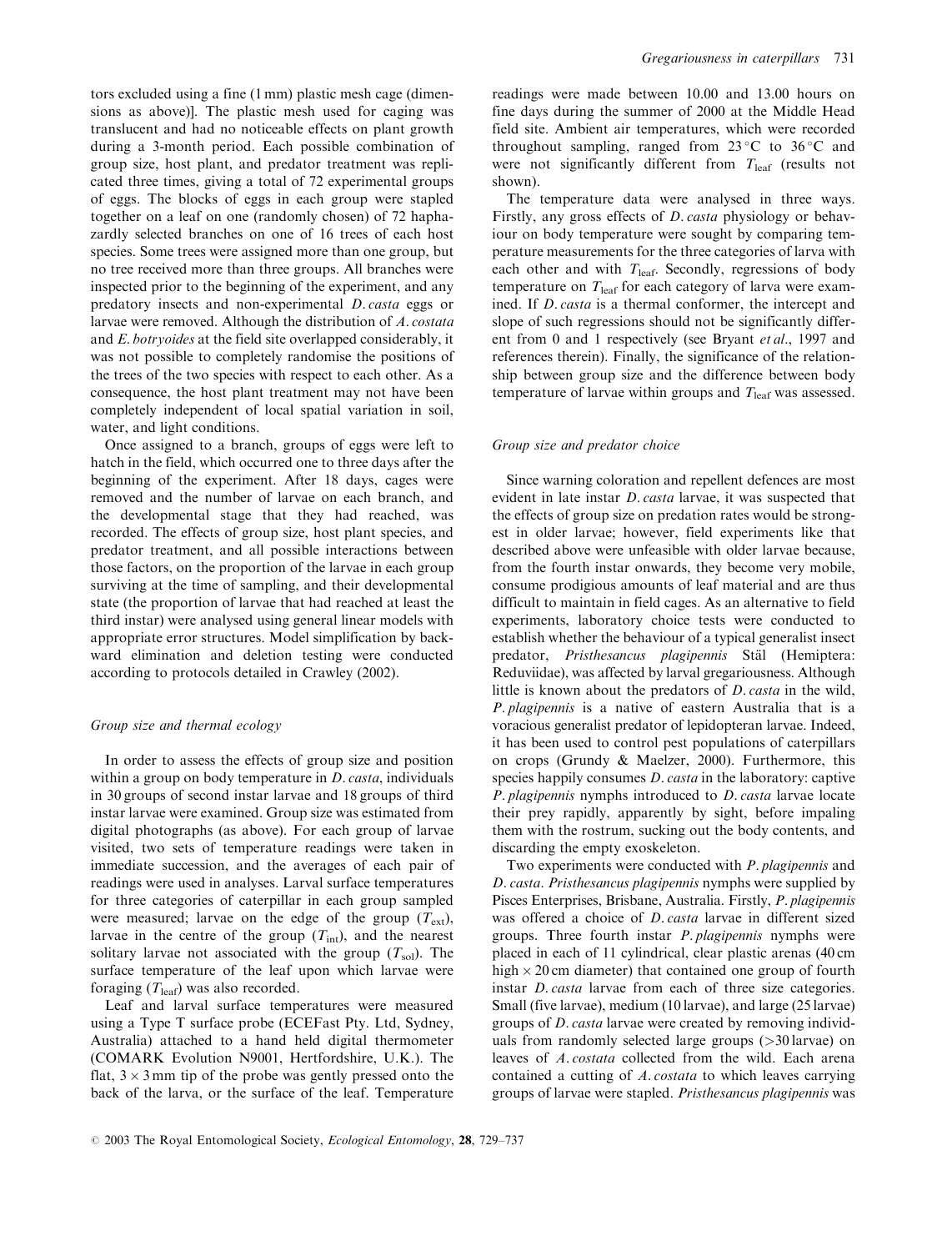tors excluded using a fine (1 mm) plastic mesh cage (dimensions as above)]. The plastic mesh used for caging was translucent and had no noticeable effects on plant growth during a 3-month period. Each possible combination of group size, host plant, and predator treatment was replicated three times, giving a total of 72 experimental groups of eggs. The blocks of eggs in each group were stapled together on a leaf on one (randomly chosen) of 72 haphazardly selected branches on one of 16 trees of each host species. Some trees were assigned more than one group, but no tree received more than three groups. All branches were inspected prior to the beginning of the experiment, and any predatory insects and non-experimental *D. casta* eggs or larvae were removed. Although the distribution of *A. costata* and *E. botryoides* at the field site overlapped considerably, it was not possible to completely randomise the positions of the trees of the two species with respect to each other. As a consequence, the host plant treatment may not have been completely independent of local spatial variation in soil, water, and light conditions.

Once assigned to a branch, groups of eggs were left to hatch in the field, which occurred one to three days after the beginning of the experiment. After 18 days, cages were removed and the number of larvae on each branch, and the developmental stage that they had reached, was recorded. The effects of group size, host plant species, and predator treatment, and all possible interactions between those factors, on the proportion of the larvae in each group surviving at the time of sampling, and their developmental state (the proportion of larvae that had reached at least the third instar) were analysed using general linear models with appropriate error structures. Model simplification by backward elimination and deletion testing were conducted according to protocols detailed in Crawley (2002).

### Group size and thermal ecology

In order to assess the effects of group size and position within a group on body temperature in *D. casta*, individuals in 30 groups of second instar larvae and 18 groups of third instar larvae were examined. Group size was estimated from digital photographs (as above). For each group of larvae visited, two sets of temperature readings were taken in immediate succession, and the averages of each pair of readings were used in analyses. Larval surface temperatures for three categories of caterpillar in each group sampled were measured; larvae on the edge of the group ($T_{ext}$), larvae in the centre of the group ($T_{int}$), and the nearest solitary larvae not associated with the group ($T_{sol}$). The surface temperature of the leaf upon which larvae were foraging ($T_{leaf}$) was also recorded.

Leaf and larval surface temperatures were measured using a Type T surface probe (ECEFast Pty. Ltd, Sydney, Australia) attached to a hand held digital thermometer (COMARK Evolution N9001, Hertfordshire, U.K.). The flat, $3 \times 3$ mm tip of the probe was gently pressed onto the back of the larva, or the surface of the leaf. Temperature readings were made between 10.00 and 13.00 hours on fine days during the summer of 2000 at the Middle Head field site. Ambient air temperatures, which were recorded throughout sampling, ranged from 23 °C to 36 °C and were not significantly different from $T_{leaf}$ (results not shown).

The temperature data were analysed in three ways. Firstly, any gross effects of *D. casta* physiology or behaviour on body temperature were sought by comparing temperature measurements for the three categories of larva with each other and with $T_{leaf}$. Secondly, regressions of body temperature on $T_{leaf}$ for each category of larva were examined. If *D. casta* is a thermal conformer, the intercept and slope of such regressions should not be significantly different from 0 and 1 respectively (see Bryant *et al*., 1997 and references therein). Finally, the significance of the relationship between group size and the difference between body temperature of larvae within groups and $T_{leaf}$ was assessed.

### Group size and predator choice

Since warning coloration and repellent defences are most evident in late instar *D. casta* larvae, it was suspected that the effects of group size on predation rates would be strongest in older larvae; however, field experiments like that described above were unfeasible with older larvae because, from the fourth instar onwards, they become very mobile, consume prodigious amounts of leaf material and are thus difficult to maintain in field cages. As an alternative to field experiments, laboratory choice tests were conducted to establish whether the behaviour of a typical generalist insect predator, *Pristhesancus plagipennis* Stäl (Hemiptera: Reduviidae), was affected by larval gregariousness. Although little is known about the predators of *D. casta* in the wild, *P. plagipennis* is a native of eastern Australia that is a voracious generalist predator of lepidopteran larvae. Indeed, it has been used to control pest populations of caterpillars on crops (Grundy & Maelzer, 2000). Furthermore, this species happily consumes *D. casta* in the laboratory: captive *P. plagipennis* nymphs introduced to *D. casta* larvae locate their prey rapidly, apparently by sight, before impaling them with the rostrum, sucking out the body contents, and discarding the empty exoskeleton.

Two experiments were conducted with *P. plagipennis* and *D. casta*. *Pristhesancus plagipennis* nymphs were supplied by Pisces Enterprises, Brisbane, Australia. Firstly, *P. plagipennis* was offered a choice of *D. casta* larvae in different sized groups. Three fourth instar *P. plagipennis* nymphs were placed in each of 11 cylindrical, clear plastic arenas (40 cm high × 20 cm diameter) that contained one group of fourth instar *D. casta* larvae from each of three size categories. Small (five larvae), medium (10 larvae), and large (25 larvae) groups of *D. casta* larvae were created by removing individuals from randomly selected large groups (>30 larvae) on leaves of *A. costata* collected from the wild. Each arena contained a cutting of *A. costata* to which leaves carrying groups of larvae were stapled. *Pristhesancus plagipennis* was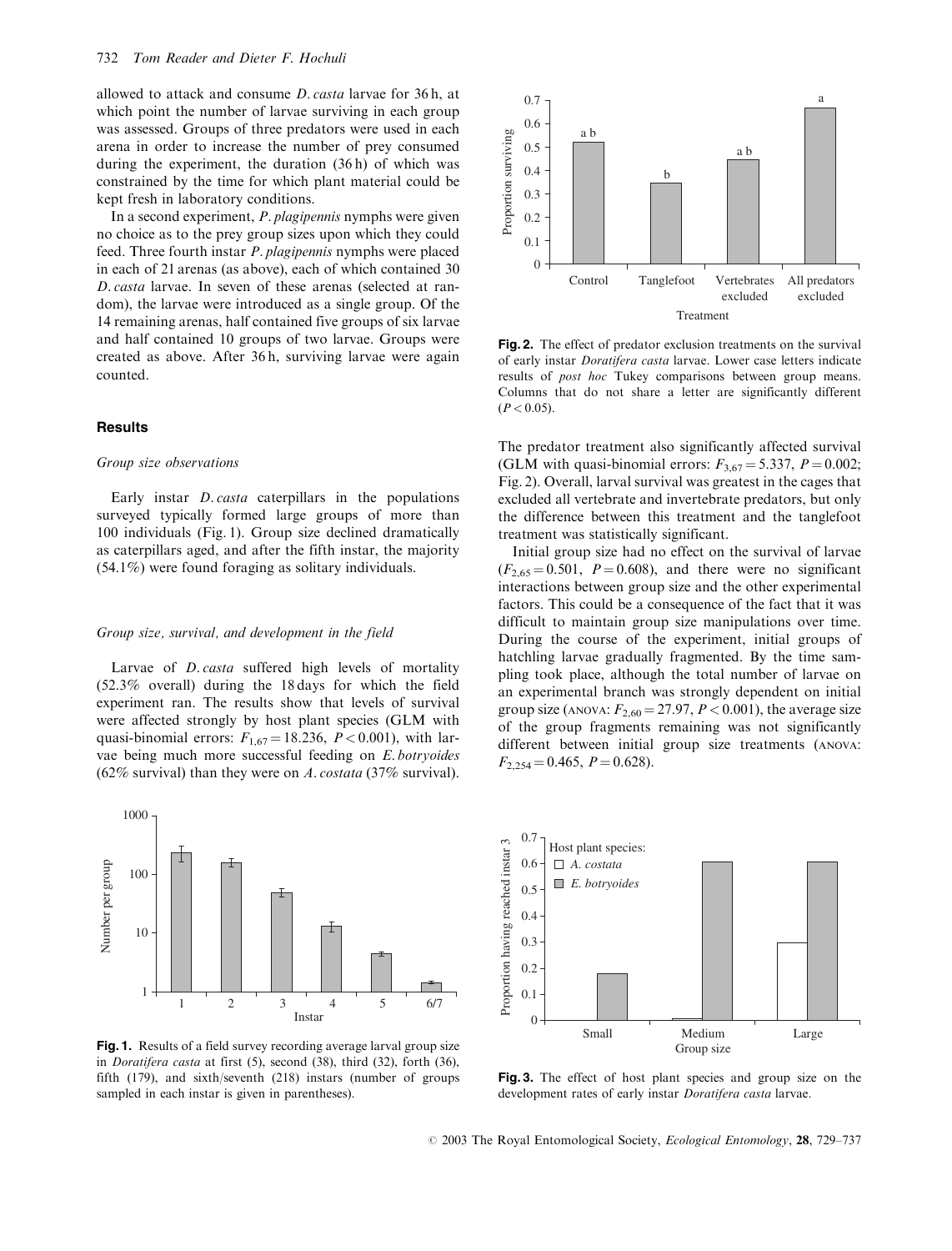allowed to attack and consume *D. casta* larvae for 36 h, at which point the number of larvae surviving in each group was assessed. Groups of three predators were used in each arena in order to increase the number of prey consumed during the experiment, the duration (36 h) of which was constrained by the time for which plant material could be kept fresh in laboratory conditions.

In a second experiment, *P. plagipennis* nymphs were given no choice as to the prey group sizes upon which they could feed. Three fourth instar *P. plagipennis* nymphs were placed in each of 21 arenas (as above), each of which contained 30 *D. casta* larvae. In seven of these arenas (selected at random), the larvae were introduced as a single group. Of the 14 remaining arenas, half contained five groups of six larvae and half contained 10 groups of two larvae. Groups were created as above. After 36 h, surviving larvae were again counted.

## Results

### Group size observations

Early instar *D. casta* caterpillars in the populations surveyed typically formed large groups of more than 100 individuals (Fig. 1). Group size declined dramatically as caterpillars aged, and after the fifth instar, the majority (54.1%) were found foraging as solitary individuals.

### Group size, survival, and development in the field

Larvae of *D. casta* suffered high levels of mortality (52.3% overall) during the 18 days for which the field experiment ran. The results show that levels of survival were affected strongly by host plant species (GLM with quasi-binomial errors: $F_{1,67} = 18.236$, $P < 0.001$), with larvae being much more successful feeding on *E. botryoides* (62% survival) than they were on *A. costata* (37% survival).

**Fig. 1.** Results of a field survey recording average larval group size in *Doratifera casta* at first (5), second (38), third (32), forth (36), fifth (179), and sixth/seventh (218) instars (number of groups sampled in each instar is given in parentheses).

**Fig. 2.** The effect of predator exclusion treatments on the survival of early instar *Doratifera casta* larvae. Lower case letters indicate results of *post hoc* Tukey comparisons between group means. Columns that do not share a letter are significantly different ($P < 0.05$).

The predator treatment also significantly affected survival (GLM with quasi-binomial errors: $F_{3,67} = 5.337$, $P = 0.002$; Fig. 2). Overall, larval survival was greatest in the cages that excluded all vertebrate and invertebrate predators, but only the difference between this treatment and the tanglefoot treatment was statistically significant.

Initial group size had no effect on the survival of larvae ($F_{2,65} = 0.501$, $P = 0.608$), and there were no significant interactions between group size and the other experimental factors. This could be a consequence of the fact that it was difficult to maintain group size manipulations over time. During the course of the experiment, initial groups of hatchling larvae gradually fragmented. By the time sampling took place, although the total number of larvae on an experimental branch was strongly dependent on initial group size (ANOVA: $F_{2,60} = 27.97$, $P < 0.001$), the average size of the group fragments remaining was not significantly different between initial group size treatments (ANOVA: $F_{2,254} = 0.465$, $P = 0.628$).

**Fig. 3.** The effect of host plant species and group size on the development rates of early instar *Doratifera casta* larvae.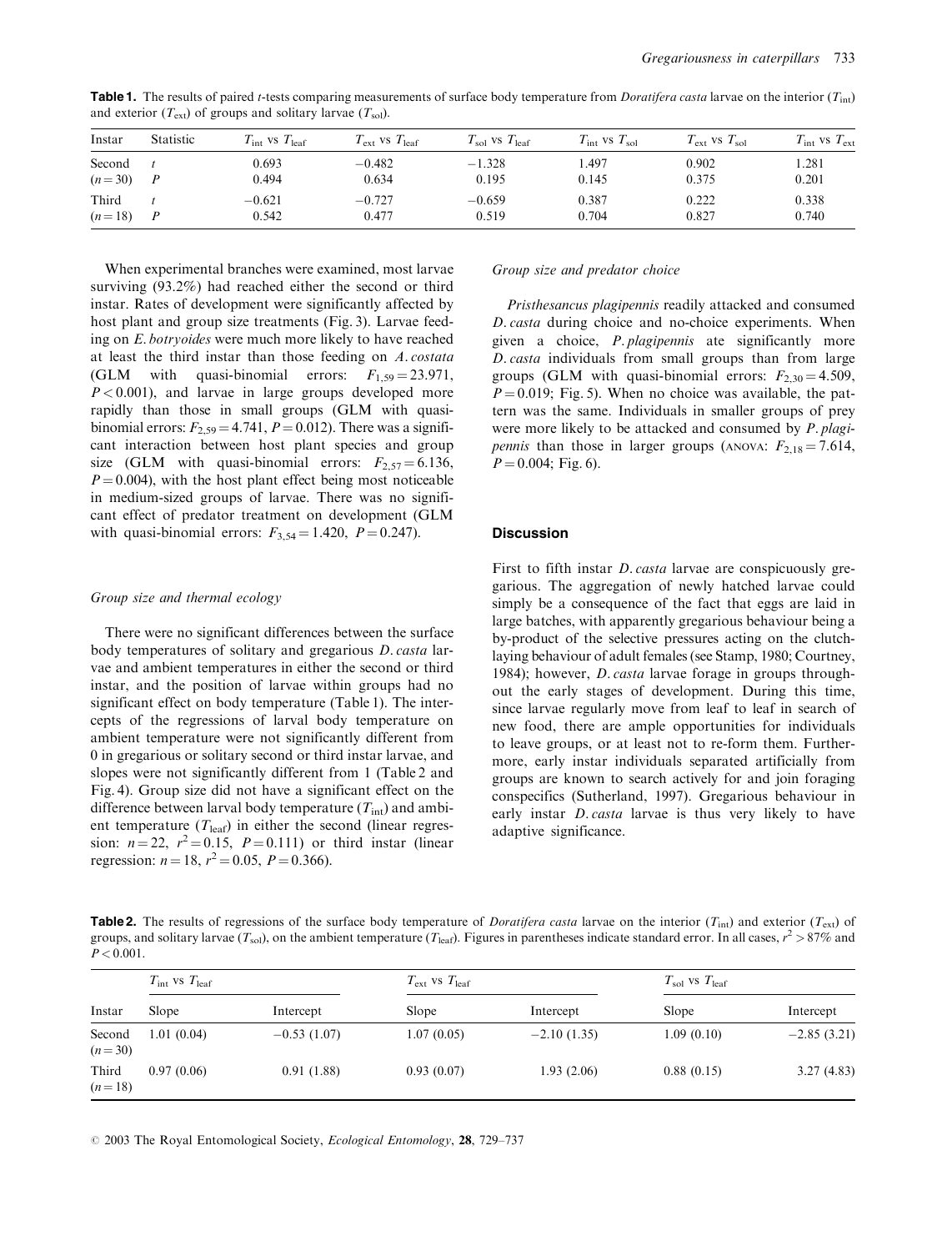**Table 1.** The results of paired *t*-tests comparing measurements of surface body temperature from *Doratifera casta* larvae on the interior ($T_{int}$) and exterior ($T_{ext}$) of groups and solitary larvae ($T_{sol}$).

| Instar | Statistic | $T_{int}$ vs $T_{leaf}$ | $T_{ext}$ vs $T_{leaf}$ | $T_{sol}$ vs $T_{leaf}$ | $T_{int}$ vs $T_{sol}$ | $T_{ext}$ vs $T_{sol}$ | $T_{int}$ vs $T_{ext}$ |
|---|---|---|---|---|---|---|---|
| Second | $t$ | 0.693 | −0.482 | −1.328 | 1.497 | 0.902 | 1.281 |
| ($n = 30$) | $P$ | 0.494 | 0.634 | 0.195 | 0.145 | 0.375 | 0.201 |
| Third | $t$ | −0.621 | −0.727 | −0.659 | 0.387 | 0.222 | 0.338 |
| ($n = 18$) | $P$ | 0.542 | 0.477 | 0.519 | 0.704 | 0.827 | 0.740 |

When experimental branches were examined, most larvae surviving (93.2%) had reached either the second or third instar. Rates of development were significantly affected by host plant and group size treatments (Fig. 3). Larvae feeding on *E. botryoides* were much more likely to have reached at least the third instar than those feeding on *A. costata* (GLM with quasi-binomial errors: $F_{1,59} = 23.971$, $P < 0.001$), and larvae in large groups developed more rapidly than those in small groups (GLM with quasi-binomial errors: $F_{2,59} = 4.741$, $P = 0.012$). There was a significant interaction between host plant species and group size (GLM with quasi-binomial errors: $F_{2,57} = 6.136$, $P = 0.004$), with the host plant effect being most noticeable in medium-sized groups of larvae. There was no significant effect of predator treatment on development (GLM with quasi-binomial errors: $F_{3,54} = 1.420$, $P = 0.247$).

### *Group size and thermal ecology*

There were no significant differences between the surface body temperatures of solitary and gregarious *D. casta* larvae and ambient temperatures in either the second or third instar, and the position of larvae within groups had no significant effect on body temperature (Table 1). The intercepts of the regressions of larval body temperature on ambient temperature were not significantly different from 0 in gregarious or solitary second or third instar larvae, and slopes were not significantly different from 1 (Table 2 and Fig. 4). Group size did not have a significant effect on the difference between larval body temperature ($T_{int}$) and ambient temperature ($T_{leaf}$) in either the second (linear regression: $n = 22$, $r^2 = 0.15$, $P = 0.111$) or third instar (linear regression: $n = 18$, $r^2 = 0.05$, $P = 0.366$).

### *Group size and predator choice*

*Pristhesancus plagipennis* readily attacked and consumed *D. casta* during choice and no-choice experiments. When given a choice, *P. plagipennis* ate significantly more *D. casta* individuals from small groups than from large groups (GLM with quasi-binomial errors: $F_{2,30} = 4.509$, $P = 0.019$; Fig. 5). When no choice was available, the pattern was the same. Individuals in smaller groups of prey were more likely to be attacked and consumed by *P. plagipennis* than those in larger groups (ANOVA: $F_{2,18} = 7.614$, $P = 0.004$; Fig. 6).

## Discussion

First to fifth instar *D. casta* larvae are conspicuously gregarious. The aggregation of newly hatched larvae could simply be a consequence of the fact that eggs are laid in large batches, with apparently gregarious behaviour being a by-product of the selective pressures acting on the clutch-laying behaviour of adult females (see Stamp, 1980; Courtney, 1984); however, *D. casta* larvae forage in groups throughout the early stages of development. During this time, since larvae regularly move from leaf to leaf in search of new food, there are ample opportunities for individuals to leave groups, or at least not to re-form them. Furthermore, early instar individuals separated artificially from groups are known to search actively for and join foraging conspecifics (Sutherland, 1997). Gregarious behaviour in early instar *D. casta* larvae is thus very likely to have adaptive significance.

**Table 2.** The results of regressions of the surface body temperature of *Doratifera casta* larvae on the interior ($T_{int}$) and exterior ($T_{ext}$) of groups, and solitary larvae ($T_{sol}$), on the ambient temperature ($T_{leaf}$). Figures in parentheses indicate standard error. In all cases, $r^2 > 87\%$ and $P < 0.001$.

| | $T_{int}$ vs $T_{leaf}$ | | $T_{ext}$ vs $T_{leaf}$ | | $T_{sol}$ vs $T_{leaf}$ | |
|---|---|---|---|---|---|---|
| Instar | Slope | Intercept | Slope | Intercept | Slope | Intercept |
| Second ($n = 30$) | 1.01 (0.04) | −0.53 (1.07) | 1.07 (0.05) | −2.10 (1.35) | 1.09 (0.10) | −2.85 (3.21) |
| Third ($n = 18$) | 0.97 (0.06) | 0.91 (1.88) | 0.93 (0.07) | 1.93 (2.06) | 0.88 (0.15) | 3.27 (4.83) |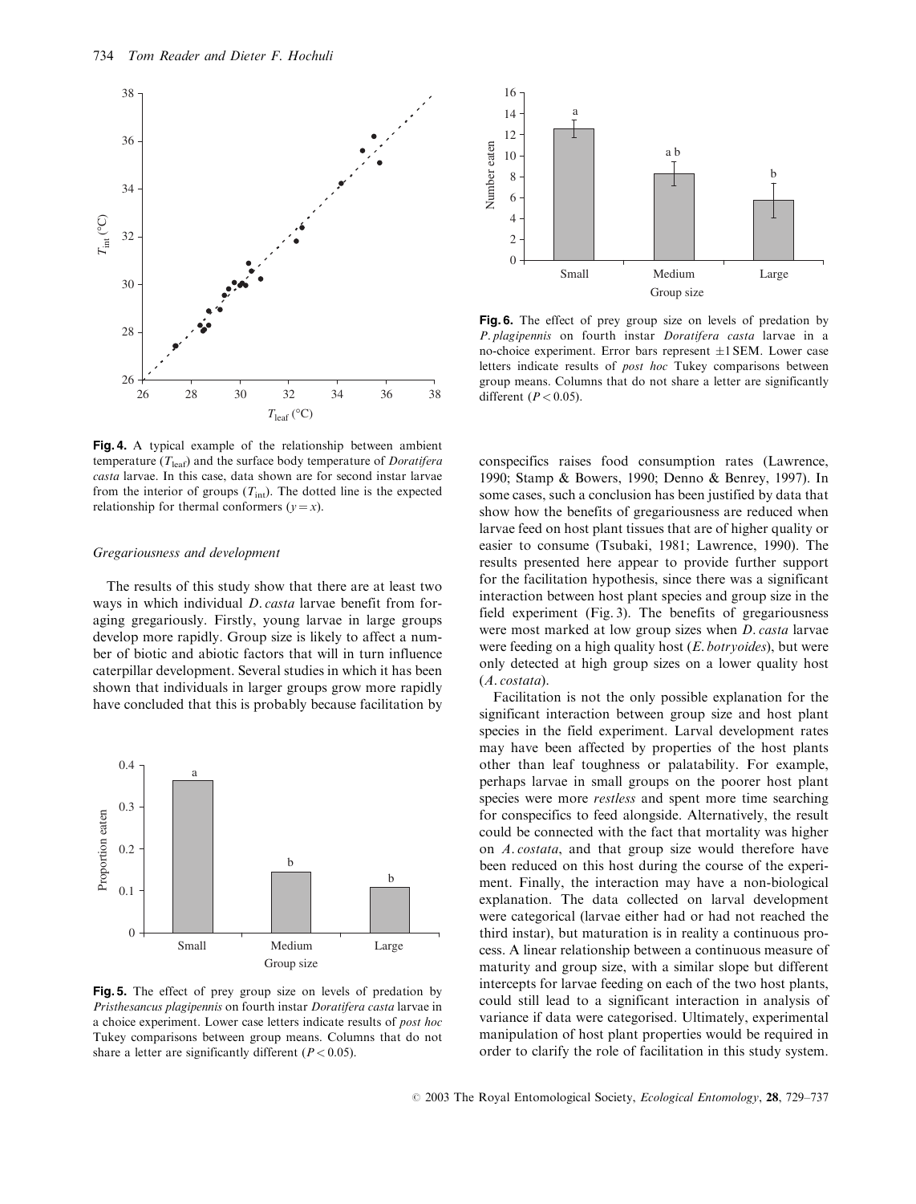**Fig. 4.** A typical example of the relationship between ambient temperature ($T_{leaf}$) and the surface body temperature of *Doratifera casta* larvae. In this case, data shown are for second instar larvae from the interior of groups ($T_{int}$). The dotted line is the expected relationship for thermal conformers ($y = x$).

**Fig. 5.** The effect of prey group size on levels of predation by *Pristhesancus plagipennis* on fourth instar *Doratifera casta* larvae in a choice experiment. Lower case letters indicate results of *post hoc* Tukey comparisons between group means. Columns that do not share a letter are significantly different ($P < 0.05$).

**Fig. 6.** The effect of prey group size on levels of predation by *P. plagipennis* on fourth instar *Doratifera casta* larvae in a no-choice experiment. Error bars represent $\pm 1$ SEM. Lower case letters indicate results of *post hoc* Tukey comparisons between group means. Columns that do not share a letter are significantly different ($P < 0.05$).

### *Gregariousness and development*

The results of this study show that there are at least two ways in which individual *D. casta* larvae benefit from foraging gregariously. Firstly, young larvae in large groups develop more rapidly. Group size is likely to affect a number of biotic and abiotic factors that will in turn influence caterpillar development. Several studies in which it has been shown that individuals in larger groups grow more rapidly have concluded that this is probably because facilitation by conspecifics raises food consumption rates (Lawrence, 1990; Stamp & Bowers, 1990; Denno & Benrey, 1997). In some cases, such a conclusion has been justified by data that show how the benefits of gregariousness are reduced when larvae feed on host plant tissues that are of higher quality or easier to consume (Tsubaki, 1981; Lawrence, 1990). The results presented here appear to provide further support for the facilitation hypothesis, since there was a significant interaction between host plant species and group size in the field experiment (Fig. 3). The benefits of gregariousness were most marked at low group sizes when *D. casta* larvae were feeding on a high quality host (*E. botryoides*), but were only detected at high group sizes on a lower quality host (*A. costata*).

Facilitation is not the only possible explanation for the significant interaction between group size and host plant species in the field experiment. Larval development rates may have been affected by properties of the host plants other than leaf toughness or palatability. For example, perhaps larvae in small groups on the poorer host plant species were more *restless* and spent more time searching for conspecifics to feed alongside. Alternatively, the result could be connected with the fact that mortality was higher on *A. costata*, and that group size would therefore have been reduced on this host during the course of the experiment. Finally, the interaction may have a non-biological explanation. The data collected on larval development were categorical (larvae either had or had not reached the third instar), but maturation is in reality a continuous process. A linear relationship between a continuous measure of maturity and group size, with a similar slope but different intercepts for larvae feeding on each of the two host plants, could still lead to a significant interaction in analysis of variance if data were categorised. Ultimately, experimental manipulation of host plant properties would be required in order to clarify the role of facilitation in this study system.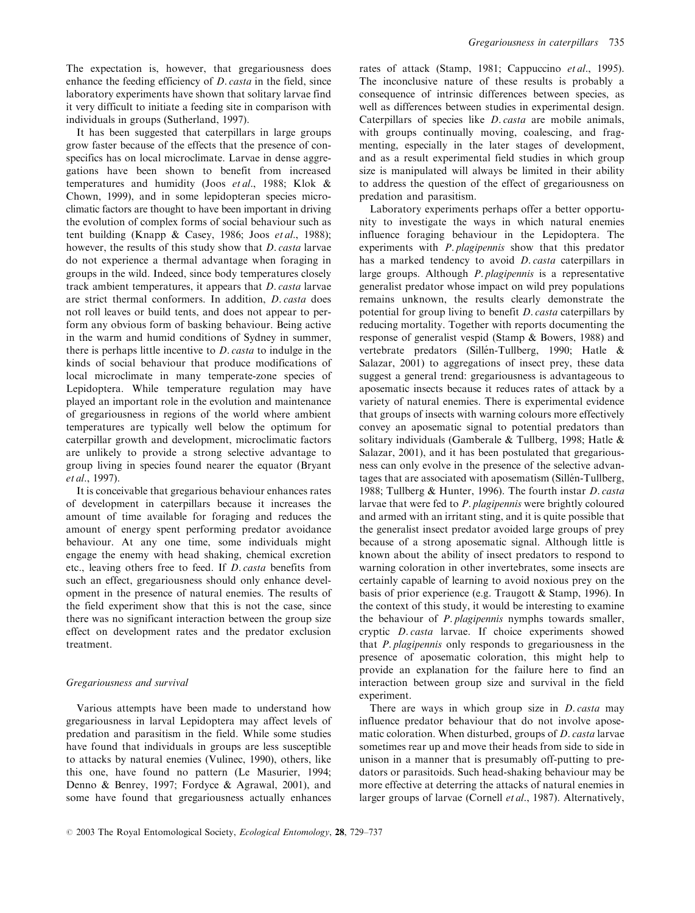The expectation is, however, that gregariousness does enhance the feeding efficiency of *D. casta* in the field, since laboratory experiments have shown that solitary larvae find it very difficult to initiate a feeding site in comparison with individuals in groups (Sutherland, 1997).

It has been suggested that caterpillars in large groups grow faster because of the effects that the presence of conspecifics has on local microclimate. Larvae in dense aggregations have been shown to benefit from increased temperatures and humidity (Joos *et al.*, 1988; Klok & Chown, 1999), and in some lepidopteran species microclimatic factors are thought to have been important in driving the evolution of complex forms of social behaviour such as tent building (Knapp & Casey, 1986; Joos *et al.*, 1988); however, the results of this study show that *D. casta* larvae do not experience a thermal advantage when foraging in groups in the wild. Indeed, since body temperatures closely track ambient temperatures, it appears that *D. casta* larvae are strict thermal conformers. In addition, *D. casta* does not roll leaves or build tents, and does not appear to perform any obvious form of basking behaviour. Being active in the warm and humid conditions of Sydney in summer, there is perhaps little incentive to *D. casta* to indulge in the kinds of social behaviour that produce modifications of local microclimate in many temperate-zone species of Lepidoptera. While temperature regulation may have played an important role in the evolution and maintenance of gregariousness in regions of the world where ambient temperatures are typically well below the optimum for caterpillar growth and development, microclimatic factors are unlikely to provide a strong selective advantage to group living in species found nearer the equator (Bryant *et al.*, 1997).

It is conceivable that gregarious behaviour enhances rates of development in caterpillars because it increases the amount of time available for foraging and reduces the amount of energy spent performing predator avoidance behaviour. At any one time, some individuals might engage the enemy with head shaking, chemical excretion etc., leaving others free to feed. If *D. casta* benefits from such an effect, gregariousness should only enhance development in the presence of natural enemies. The results of the field experiment show that this is not the case, since there was no significant interaction between the group size effect on development rates and the predator exclusion treatment.

### *Gregariousness and survival*

Various attempts have been made to understand how gregariousness in larval Lepidoptera may affect levels of predation and parasitism in the field. While some studies have found that individuals in groups are less susceptible to attacks by natural enemies (Vulinec, 1990), others, like this one, have found no pattern (Le Masurier, 1994; Denno & Benrey, 1997; Fordyce & Agrawal, 2001), and some have found that gregariousness actually enhances rates of attack (Stamp, 1981; Cappuccino *et al.*, 1995). The inconclusive nature of these results is probably a consequence of intrinsic differences between species, as well as differences between studies in experimental design. Caterpillars of species like *D. casta* are mobile animals, with groups continually moving, coalescing, and fragmenting, especially in the later stages of development, and as a result experimental field studies in which group size is manipulated will always be limited in their ability to address the question of the effect of gregariousness on predation and parasitism.

Laboratory experiments perhaps offer a better opportunity to investigate the ways in which natural enemies influence foraging behaviour in the Lepidoptera. The experiments with *P. plagipennis* show that this predator has a marked tendency to avoid *D. casta* caterpillars in large groups. Although *P. plagipennis* is a representative generalist predator whose impact on wild prey populations remains unknown, the results clearly demonstrate the potential for group living to benefit *D. casta* caterpillars by reducing mortality. Together with reports documenting the response of generalist vespid (Stamp & Bowers, 1988) and vertebrate predators (Sillén-Tullberg, 1990; Hatle & Salazar, 2001) to aggregations of insect prey, these data suggest a general trend: gregariousness is advantageous to aposematic insects because it reduces rates of attack by a variety of natural enemies. There is experimental evidence that groups of insects with warning colours more effectively convey an aposematic signal to potential predators than solitary individuals (Gamberale & Tullberg, 1998; Hatle & Salazar, 2001), and it has been postulated that gregariousness can only evolve in the presence of the selective advantages that are associated with aposematism (Sillén-Tullberg, 1988; Tullberg & Hunter, 1996). The fourth instar *D. casta* larvae that were fed to *P. plagipennis* were brightly coloured and armed with an irritant sting, and it is quite possible that the generalist insect predator avoided large groups of prey because of a strong aposematic signal. Although little is known about the ability of insect predators to respond to warning coloration in other invertebrates, some insects are certainly capable of learning to avoid noxious prey on the basis of prior experience (e.g. Traugott & Stamp, 1996). In the context of this study, it would be interesting to examine the behaviour of *P. plagipennis* nymphs towards smaller, cryptic *D. casta* larvae. If choice experiments showed that *P. plagipennis* only responds to gregariousness in the presence of aposematic coloration, this might help to provide an explanation for the failure here to find an interaction between group size and survival in the field experiment.

There are ways in which group size in *D. casta* may influence predator behaviour that do not involve aposematic coloration. When disturbed, groups of *D. casta* larvae sometimes rear up and move their heads from side to side in unison in a manner that is presumably off-putting to predators or parasitoids. Such head-shaking behaviour may be more effective at deterring the attacks of natural enemies in larger groups of larvae (Cornell *et al.*, 1987). Alternatively,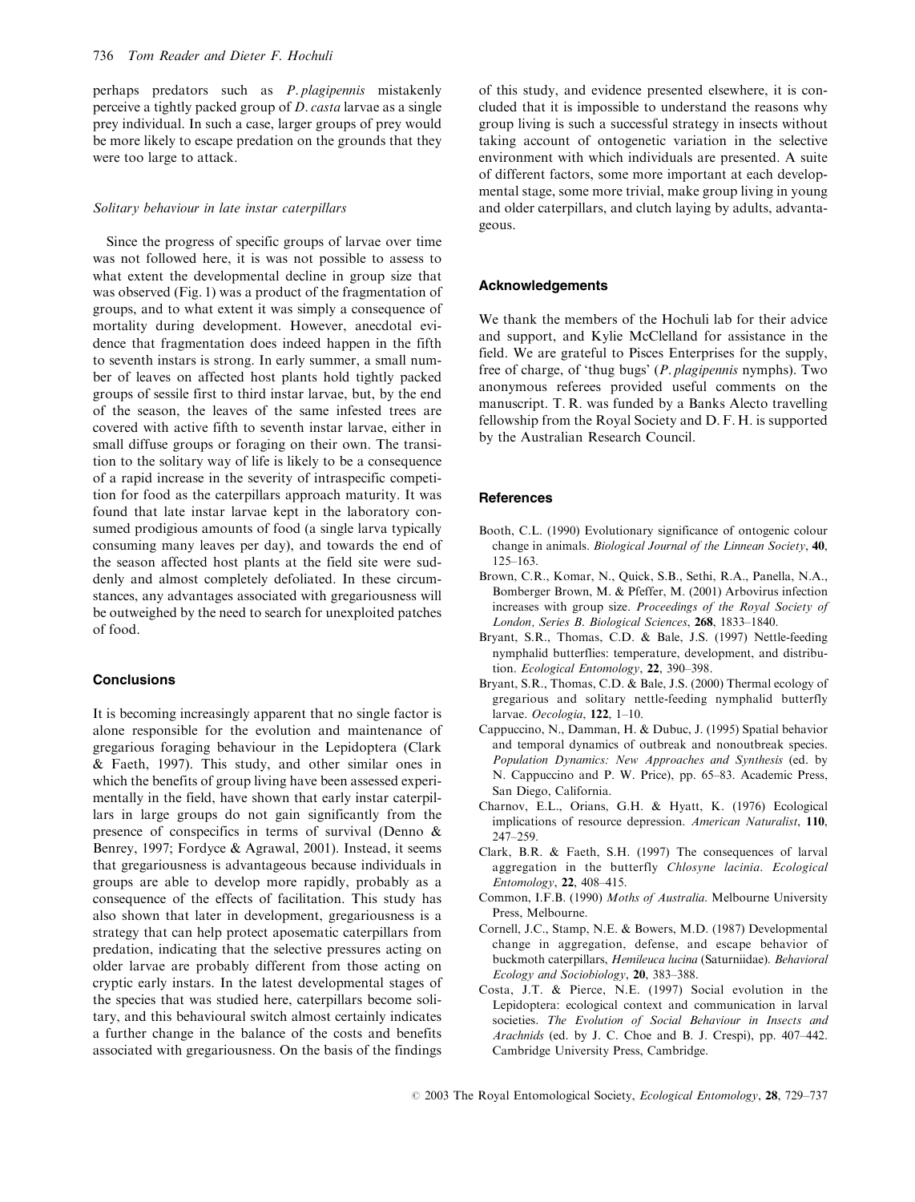perhaps predators such as *P. plagipennis* mistakenly perceive a tightly packed group of *D. casta* larvae as a single prey individual. In such a case, larger groups of prey would be more likely to escape predation on the grounds that they were too large to attack.

### *Solitary behaviour in late instar caterpillars*

Since the progress of specific groups of larvae over time was not followed here, it is was not possible to assess to what extent the developmental decline in group size that was observed (Fig. 1) was a product of the fragmentation of groups, and to what extent it was simply a consequence of mortality during development. However, anecdotal evidence that fragmentation does indeed happen in the fifth to seventh instars is strong. In early summer, a small number of leaves on affected host plants hold tightly packed groups of sessile first to third instar larvae, but, by the end of the season, the leaves of the same infested trees are covered with active fifth to seventh instar larvae, either in small diffuse groups or foraging on their own. The transition to the solitary way of life is likely to be a consequence of a rapid increase in the severity of intraspecific competition for food as the caterpillars approach maturity. It was found that late instar larvae kept in the laboratory consumed prodigious amounts of food (a single larva typically consuming many leaves per day), and towards the end of the season affected host plants at the field site were suddenly and almost completely defoliated. In these circumstances, any advantages associated with gregariousness will be outweighed by the need to search for unexploited patches of food.

## Conclusions

It is becoming increasingly apparent that no single factor is alone responsible for the evolution and maintenance of gregarious foraging behaviour in the Lepidoptera (Clark & Faeth, 1997). This study, and other similar ones in which the benefits of group living have been assessed experimentally in the field, have shown that early instar caterpillars in large groups do not gain significantly from the presence of conspecifics in terms of survival (Denno & Benrey, 1997; Fordyce & Agrawal, 2001). Instead, it seems that gregariousness is advantageous because individuals in groups are able to develop more rapidly, probably as a consequence of the effects of facilitation. This study has also shown that later in development, gregariousness is a strategy that can help protect aposematic caterpillars from predation, indicating that the selective pressures acting on older larvae are probably different from those acting on cryptic early instars. In the latest developmental stages of the species that was studied here, caterpillars become solitary, and this behavioural switch almost certainly indicates a further change in the balance of the costs and benefits associated with gregariousness. On the basis of the findings of this study, and evidence presented elsewhere, it is concluded that it is impossible to understand the reasons why group living is such a successful strategy in insects without taking account of ontogenetic variation in the selective environment with which individuals are presented. A suite of different factors, some more important at each developmental stage, some more trivial, make group living in young and older caterpillars, and clutch laying by adults, advantageous.

## Acknowledgements

We thank the members of the Hochuli lab for their advice and support, and Kylie McClelland for assistance in the field. We are grateful to Pisces Enterprises for the supply, free of charge, of 'thug bugs' (*P. plagipennis* nymphs). Two anonymous referees provided useful comments on the manuscript. T. R. was funded by a Banks Alecto travelling fellowship from the Royal Society and D. F. H. is supported by the Australian Research Council.

## References

Booth, C.L. (1990) Evolutionary significance of ontogenic colour change in animals. *Biological Journal of the Linnean Society*, **40**, 125–163.

Brown, C.R., Komar, N., Quick, S.B., Sethi, R.A., Panella, N.A., Bomberger Brown, M. & Pfeffer, M. (2001) Arbovirus infection increases with group size. *Proceedings of the Royal Society of London, Series B. Biological Sciences*, **268**, 1833–1840.

Bryant, S.R., Thomas, C.D. & Bale, J.S. (1997) Nettle-feeding nymphalid butterflies: temperature, development, and distribution. *Ecological Entomology*, **22**, 390–398.

Bryant, S.R., Thomas, C.D. & Bale, J.S. (2000) Thermal ecology of gregarious and solitary nettle-feeding nymphalid butterfly larvae. *Oecologia*, **122**, 1–10.

Cappuccino, N., Damman, H. & Dubuc, J. (1995) Spatial behavior and temporal dynamics of outbreak and nonoutbreak species. *Population Dynamics: New Approaches and Synthesis* (ed. by N. Cappuccino and P. W. Price), pp. 65–83. Academic Press, San Diego, California.

Charnov, E.L., Orians, G.H. & Hyatt, K. (1976) Ecological implications of resource depression. *American Naturalist*, **110**, 247–259.

Clark, B.R. & Faeth, S.H. (1997) The consequences of larval aggregation in the butterfly *Chlosyne lacinia*. *Ecological Entomology*, **22**, 408–415.

Common, I.F.B. (1990) *Moths of Australia*. Melbourne University Press, Melbourne.

Cornell, J.C., Stamp, N.E. & Bowers, M.D. (1987) Developmental change in aggregation, defense, and escape behavior of buckmoth caterpillars, *Hemileuca lucina* (Saturniidae). *Behavioral Ecology and Sociobiology*, **20**, 383–388.

Costa, J.T. & Pierce, N.E. (1997) Social evolution in the Lepidoptera: ecological context and communication in larval societies. *The Evolution of Social Behaviour in Insects and Arachnids* (ed. by J. C. Choe and B. J. Crespi), pp. 407–442. Cambridge University Press, Cambridge.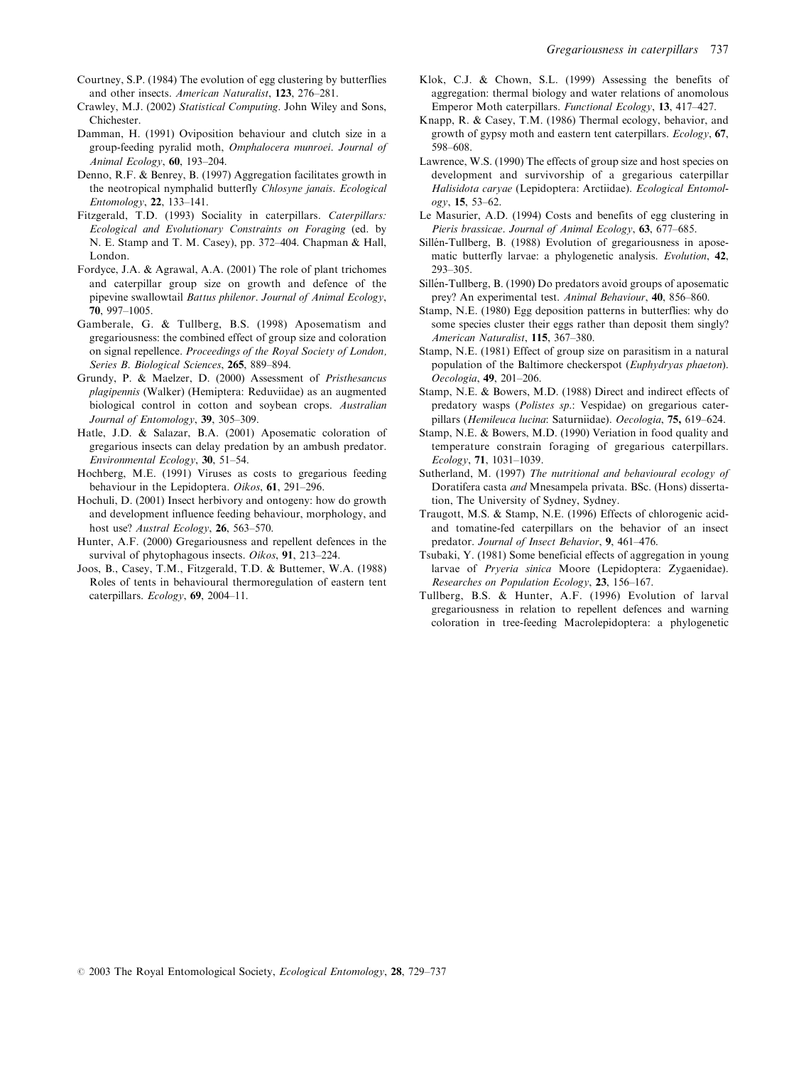Courtney, S.P. (1984) The evolution of egg clustering by butterflies and other insects. *American Naturalist*, **123**, 276–281.

Crawley, M.J. (2002) *Statistical Computing*. John Wiley and Sons, Chichester.

Damman, H. (1991) Oviposition behaviour and clutch size in a group-feeding pyralid moth, *Omphalocera munroei*. *Journal of Animal Ecology*, **60**, 193–204.

Denno, R.F. & Benrey, B. (1997) Aggregation facilitates growth in the neotropical nymphalid butterfly *Chlosyne janais*. *Ecological Entomology*, **22**, 133–141.

Fitzgerald, T.D. (1993) Sociality in caterpillars. *Caterpillars: Ecological and Evolutionary Constraints on Foraging* (ed. by N. E. Stamp and T. M. Casey), pp. 372–404. Chapman & Hall, London.

Fordyce, J.A. & Agrawal, A.A. (2001) The role of plant trichomes and caterpillar group size on growth and defence of the pipevine swallowtail *Battus philenor*. *Journal of Animal Ecology*, **70**, 997–1005.

Gamberale, G. & Tullberg, B.S. (1998) Aposematism and gregariousness: the combined effect of group size and coloration on signal repellence. *Proceedings of the Royal Society of London, Series B. Biological Sciences*, **265**, 889–894.

Grundy, P. & Maelzer, D. (2000) Assessment of *Pristhesancus plagipennis* (Walker) (Hemiptera: Reduviidae) as an augmented biological control in cotton and soybean crops. *Australian Journal of Entomology*, **39**, 305–309.

Hatle, J.D. & Salazar, B.A. (2001) Aposematic coloration of gregarious insects can delay predation by an ambush predator. *Environmental Ecology*, **30**, 51–54.

Hochberg, M.E. (1991) Viruses as costs to gregarious feeding behaviour in the Lepidoptera. *Oikos*, **61**, 291–296.

Hochuli, D. (2001) Insect herbivory and ontogeny: how do growth and development influence feeding behaviour, morphology, and host use? *Austral Ecology*, **26**, 563–570.

Hunter, A.F. (2000) Gregariousness and repellent defences in the survival of phytophagous insects. *Oikos*, **91**, 213–224.

Joos, B., Casey, T.M., Fitzgerald, T.D. & Buttemer, W.A. (1988) Roles of tents in behavioural thermoregulation of eastern tent caterpillars. *Ecology*, **69**, 2004–11.

Klok, C.J. & Chown, S.L. (1999) Assessing the benefits of aggregation: thermal biology and water relations of anomolous Emperor Moth caterpillars. *Functional Ecology*, **13**, 417–427.

Knapp, R. & Casey, T.M. (1986) Thermal ecology, behavior, and growth of gypsy moth and eastern tent caterpillars. *Ecology*, **67**, 598–608.

Lawrence, W.S. (1990) The effects of group size and host species on development and survivorship of a gregarious caterpillar *Halisidota caryae* (Lepidoptera: Arctiidae). *Ecological Entomology*, **15**, 53–62.

Le Masurier, A.D. (1994) Costs and benefits of egg clustering in *Pieris brassicae*. *Journal of Animal Ecology*, **63**, 677–685.

Sillén-Tullberg, B. (1988) Evolution of gregariousness in aposematic butterfly larvae: a phylogenetic analysis. *Evolution*, **42**, 293–305.

Sillén-Tullberg, B. (1990) Do predators avoid groups of aposematic prey? An experimental test. *Animal Behaviour*, **40**, 856–860.

Stamp, N.E. (1980) Egg deposition patterns in butterflies: why do some species cluster their eggs rather than deposit them singly? *American Naturalist*, **115**, 367–380.

Stamp, N.E. (1981) Effect of group size on parasitism in a natural population of the Baltimore checkerspot (*Euphydryas phaeton*). *Oecologia*, **49**, 201–206.

Stamp, N.E. & Bowers, M.D. (1988) Direct and indirect effects of predatory wasps (*Polistes sp.*: Vespidae) on gregarious caterpillars (*Hemileuca lucina*: Saturniidae). *Oecologia*, **75,** 619–624.

Stamp, N.E. & Bowers, M.D. (1990) Veriation in food quality and temperature constrain foraging of gregarious caterpillars. *Ecology*, **71**, 1031–1039.

Sutherland, M. (1997) *The nutritional and behavioural ecology of* Doratifera casta *and* Mnesampela privata. BSc. (Hons) dissertation, The University of Sydney, Sydney.

Traugott, M.S. & Stamp, N.E. (1996) Effects of chlorogenic acid- and tomatine-fed caterpillars on the behavior of an insect predator. *Journal of Insect Behavior*, **9**, 461–476.

Tsubaki, Y. (1981) Some beneficial effects of aggregation in young larvae of *Pryeria sinica* Moore (Lepidoptera: Zygaenidae). *Researches on Population Ecology*, **23**, 156–167.

Tullberg, B.S. & Hunter, A.F. (1996) Evolution of larval gregariousness in relation to repellent defences and warning coloration in tree-feeding Macrolepidoptera: a phylogenetic